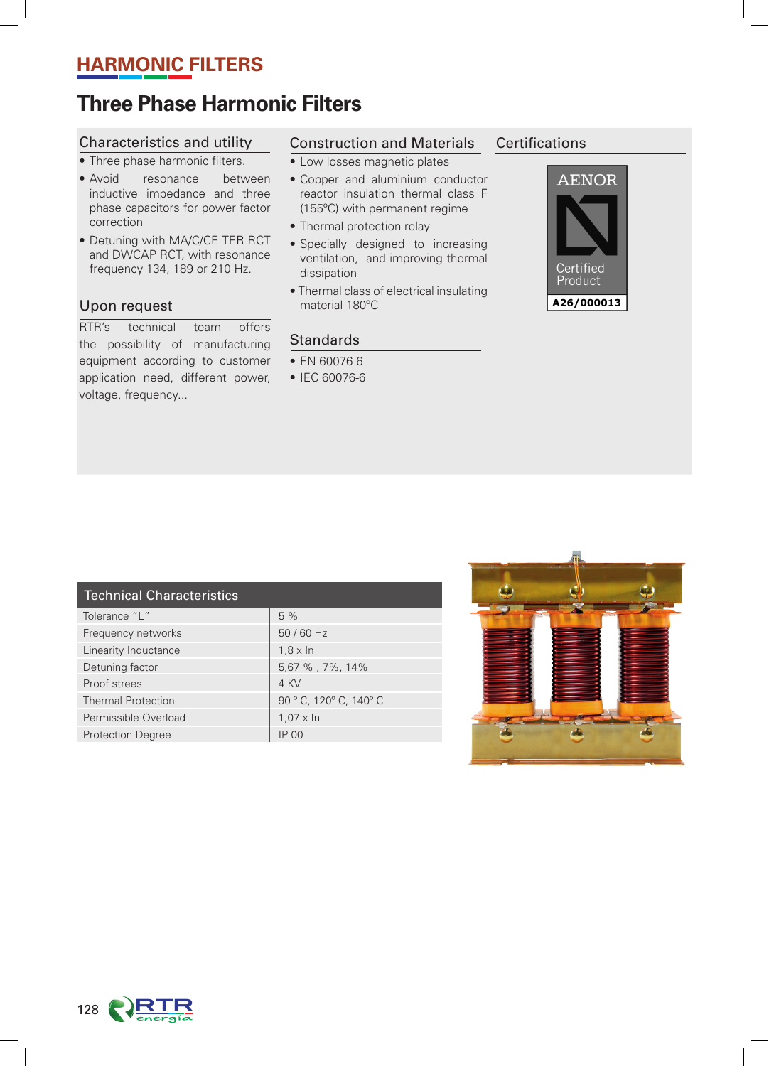# HARMONIC FILTERS

## Three Phase Harmonic Filters

### Characteristics and utility

- Three phase harmonic filters.
- Avoid resonance between inductive impedance and three phase capacitors for power factor correction
- Detuning with MA/C/CE TER RCT and DWCAP RCT, with resonance frequency 134, 189 or 210 Hz.

### Upon request

RTR's technical team offers the possibility of manufacturing equipment according to customer application need, different power, voltage, frequency...

### Construction and Materials

- Low losses magnetic plates
- Copper and aluminium conductor reactor insulation thermal class F (155ºC) with permanent regime
- Thermal protection relay
- Specially designed to increasing ventilation, and improving thermal dissipation
- Thermal class of electrical insulating material 180ºC

### Standards

- EN 60076-6
- IEC 60076-6

### Certifications

AENOR Certified Product A26/000013

| Technical Characteristics | |
|---|---|
| Tolerance "L" | 5 % |
| Frequency networks | 50 / 60 Hz |
| Linearity Inductance | 1,8 x In |
| Detuning factor | 5,67 % , 7%, 14% |
| Proof strees | 4 KV |
| Thermal Protection | 90 ° C, 120° C, 140° C |
| Permissible Overload | 1,07 x In |
| Protection Degree | IP 00 |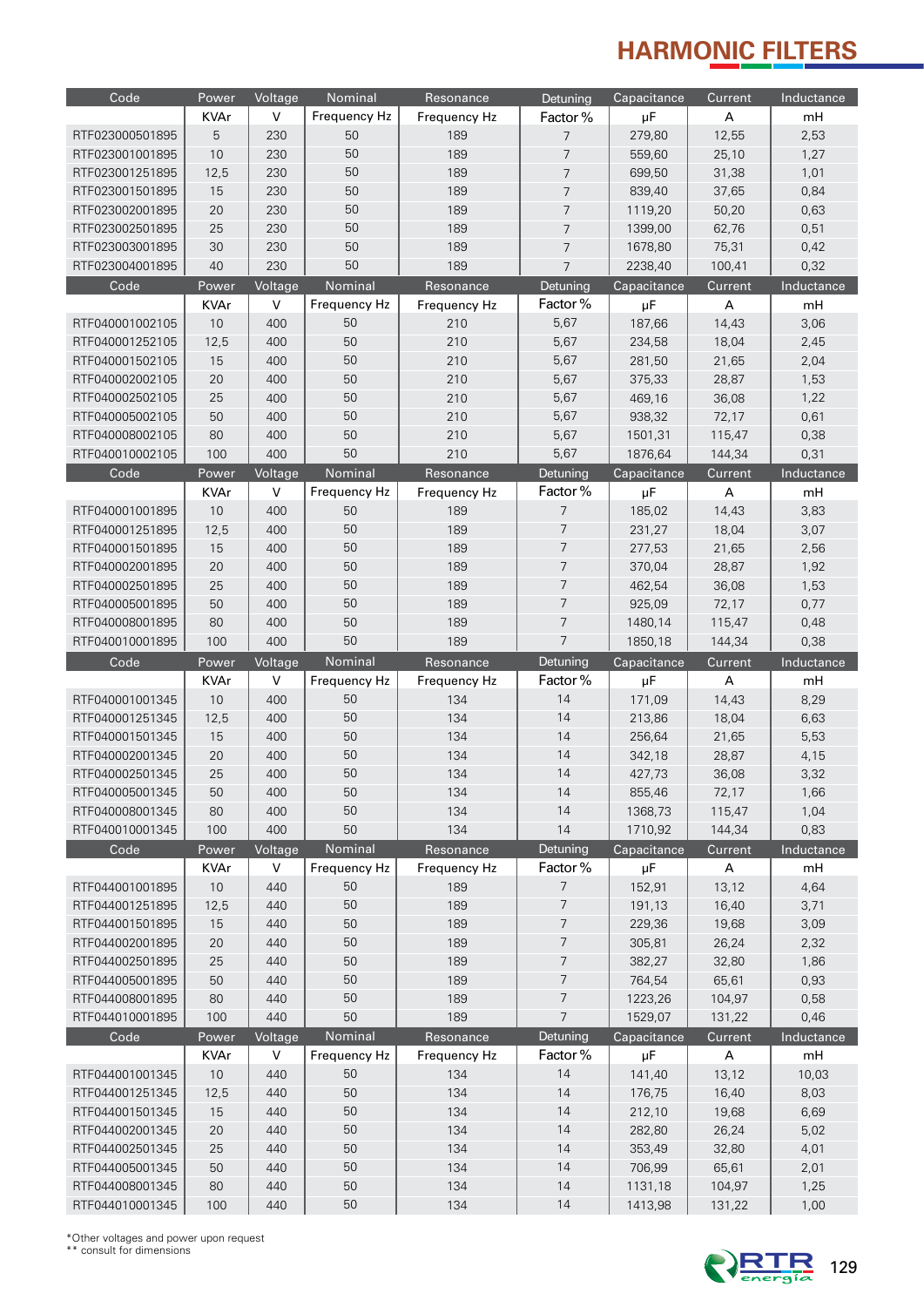# HARMONIC FILTERS

| Code | Power | Voltage | Nominal | Resonance | Detuning | Capacitance | Current | Inductance |
|---|---|---|---|---|---|---|---|---|
| | KVAr | V | Frequency Hz | Frequency Hz | Factor % | µF | A | mH |
| RTF023000501895 | 5 | 230 | 50 | 189 | 7 | 279,80 | 12,55 | 2,53 |
| RTF023001001895 | 10 | 230 | 50 | 189 | 7 | 559,60 | 25,10 | 1,27 |
| RTF023001251895 | 12,5 | 230 | 50 | 189 | 7 | 699,50 | 31,38 | 1,01 |
| RTF023001501895 | 15 | 230 | 50 | 189 | 7 | 839,40 | 37,65 | 0,84 |
| RTF023002001895 | 20 | 230 | 50 | 189 | 7 | 1119,20 | 50,20 | 0,63 |
| RTF023002501895 | 25 | 230 | 50 | 189 | 7 | 1399,00 | 62,76 | 0,51 |
| RTF023003001895 | 30 | 230 | 50 | 189 | 7 | 1678,80 | 75,31 | 0,42 |
| RTF023004001895 | 40 | 230 | 50 | 189 | 7 | 2238,40 | 100,41 | 0,32 |

| Code | Power | Voltage | Nominal | Resonance | Detuning | Capacitance | Current | Inductance |
|---|---|---|---|---|---|---|---|---|
| | KVAr | V | Frequency Hz | Frequency Hz | Factor % | µF | A | mH |
| RTF040001002105 | 10 | 400 | 50 | 210 | 5,67 | 187,66 | 14,43 | 3,06 |
| RTF040001252105 | 12,5 | 400 | 50 | 210 | 5,67 | 234,58 | 18,04 | 2,45 |
| RTF040001502105 | 15 | 400 | 50 | 210 | 5,67 | 281,50 | 21,65 | 2,04 |
| RTF040002002105 | 20 | 400 | 50 | 210 | 5,67 | 375,33 | 28,87 | 1,53 |
| RTF040002502105 | 25 | 400 | 50 | 210 | 5,67 | 469,16 | 36,08 | 1,22 |
| RTF040005002105 | 50 | 400 | 50 | 210 | 5,67 | 938,32 | 72,17 | 0,61 |
| RTF040008002105 | 80 | 400 | 50 | 210 | 5,67 | 1501,31 | 115,47 | 0,38 |
| RTF040010002105 | 100 | 400 | 50 | 210 | 5,67 | 1876,64 | 144,34 | 0,31 |

| Code | Power | Voltage | Nominal | Resonance | Detuning | Capacitance | Current | Inductance |
|---|---|---|---|---|---|---|---|---|
| | KVAr | V | Frequency Hz | Frequency Hz | Factor % | µF | A | mH |
| RTF040001001895 | 10 | 400 | 50 | 189 | 7 | 185,02 | 14,43 | 3,83 |
| RTF040001251895 | 12,5 | 400 | 50 | 189 | 7 | 231,27 | 18,04 | 3,07 |
| RTF040001501895 | 15 | 400 | 50 | 189 | 7 | 277,53 | 21,65 | 2,56 |
| RTF040002001895 | 20 | 400 | 50 | 189 | 7 | 370,04 | 28,87 | 1,92 |
| RTF040002501895 | 25 | 400 | 50 | 189 | 7 | 462,54 | 36,08 | 1,53 |
| RTF040005001895 | 50 | 400 | 50 | 189 | 7 | 925,09 | 72,17 | 0,77 |
| RTF040008001895 | 80 | 400 | 50 | 189 | 7 | 1480,14 | 115,47 | 0,48 |
| RTF040010001895 | 100 | 400 | 50 | 189 | 7 | 1850,18 | 144,34 | 0,38 |

| Code | Power | Voltage | Nominal | Resonance | Detuning | Capacitance | Current | Inductance |
|---|---|---|---|---|---|---|---|---|
| | KVAr | V | Frequency Hz | Frequency Hz | Factor % | µF | A | mH |
| RTF040001001345 | 10 | 400 | 50 | 134 | 14 | 171,09 | 14,43 | 8,29 |
| RTF040001251345 | 12,5 | 400 | 50 | 134 | 14 | 213,86 | 18,04 | 6,63 |
| RTF040001501345 | 15 | 400 | 50 | 134 | 14 | 256,64 | 21,65 | 5,53 |
| RTF040002001345 | 20 | 400 | 50 | 134 | 14 | 342,18 | 28,87 | 4,15 |
| RTF040002501345 | 25 | 400 | 50 | 134 | 14 | 427,73 | 36,08 | 3,32 |
| RTF040005001345 | 50 | 400 | 50 | 134 | 14 | 855,46 | 72,17 | 1,66 |
| RTF040008001345 | 80 | 400 | 50 | 134 | 14 | 1368,73 | 115,47 | 1,04 |
| RTF040010001345 | 100 | 400 | 50 | 134 | 14 | 1710,92 | 144,34 | 0,83 |

| Code | Power | Voltage | Nominal | Resonance | Detuning | Capacitance | Current | Inductance |
|---|---|---|---|---|---|---|---|---|
| | KVAr | V | Frequency Hz | Frequency Hz | Factor % | µF | A | mH |
| RTF044001001895 | 10 | 440 | 50 | 189 | 7 | 152,91 | 13,12 | 4,64 |
| RTF044001251895 | 12,5 | 440 | 50 | 189 | 7 | 191,13 | 16,40 | 3,71 |
| RTF044001501895 | 15 | 440 | 50 | 189 | 7 | 229,36 | 19,68 | 3,09 |
| RTF044002001895 | 20 | 440 | 50 | 189 | 7 | 305,81 | 26,24 | 2,32 |
| RTF044002501895 | 25 | 440 | 50 | 189 | 7 | 382,27 | 32,80 | 1,86 |
| RTF044005001895 | 50 | 440 | 50 | 189 | 7 | 764,54 | 65,61 | 0,93 |
| RTF044008001895 | 80 | 440 | 50 | 189 | 7 | 1223,26 | 104,97 | 0,58 |
| RTF044010001895 | 100 | 440 | 50 | 189 | 7 | 1529,07 | 131,22 | 0,46 |

| Code | Power | Voltage | Nominal | Resonance | Detuning | Capacitance | Current | Inductance |
|---|---|---|---|---|---|---|---|---|
| | KVAr | V | Frequency Hz | Frequency Hz | Factor % | µF | A | mH |
| RTF044001001345 | 10 | 440 | 50 | 134 | 14 | 141,40 | 13,12 | 10,03 |
| RTF044001251345 | 12,5 | 440 | 50 | 134 | 14 | 176,75 | 16,40 | 8,03 |
| RTF044001501345 | 15 | 440 | 50 | 134 | 14 | 212,10 | 19,68 | 6,69 |
| RTF044002001345 | 20 | 440 | 50 | 134 | 14 | 282,80 | 26,24 | 5,02 |
| RTF044002501345 | 25 | 440 | 50 | 134 | 14 | 353,49 | 32,80 | 4,01 |
| RTF044005001345 | 50 | 440 | 50 | 134 | 14 | 706,99 | 65,61 | 2,01 |
| RTF044008001345 | 80 | 440 | 50 | 134 | 14 | 1131,18 | 104,97 | 1,25 |
| RTF044010001345 | 100 | 440 | 50 | 134 | 14 | 1413,98 | 131,22 | 1,00 |

*Other voltages and power upon request
** consult for dimensions